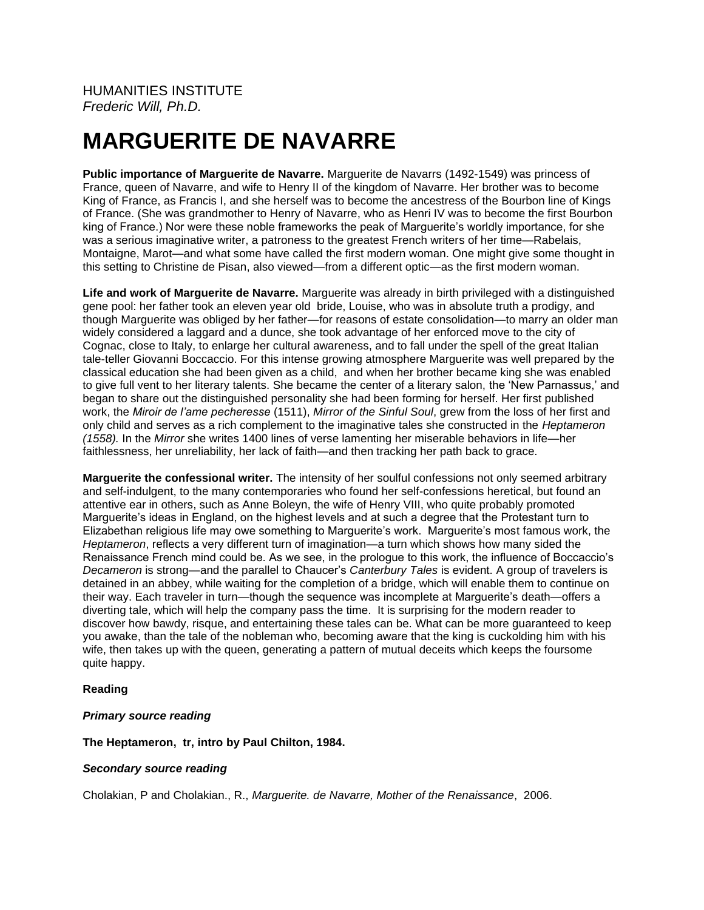HUMANITIES INSTITUTE
*Frederic Will, Ph.D.*

# MARGUERITE DE NAVARRE

**Public importance of Marguerite de Navarre.** Marguerite de Navarrs (1492-1549) was princess of France, queen of Navarre, and wife to Henry II of the kingdom of Navarre. Her brother was to become King of France, as Francis I, and she herself was to become the ancestress of the Bourbon line of Kings of France. (She was grandmother to Henry of Navarre, who as Henri IV was to become the first Bourbon king of France.) Nor were these noble frameworks the peak of Marguerite's worldly importance, for she was a serious imaginative writer, a patroness to the greatest French writers of her time—Rabelais, Montaigne, Marot—and what some have called the first modern woman. One might give some thought in this setting to Christine de Pisan, also viewed—from a different optic—as the first modern woman.

**Life and work of Marguerite de Navarre.** Marguerite was already in birth privileged with a distinguished gene pool: her father took an eleven year old bride, Louise, who was in absolute truth a prodigy, and though Marguerite was obliged by her father—for reasons of estate consolidation—to marry an older man widely considered a laggard and a dunce, she took advantage of her enforced move to the city of Cognac, close to Italy, to enlarge her cultural awareness, and to fall under the spell of the great Italian tale-teller Giovanni Boccaccio. For this intense growing atmosphere Marguerite was well prepared by the classical education she had been given as a child, and when her brother became king she was enabled to give full vent to her literary talents. She became the center of a literary salon, the 'New Parnassus,' and began to share out the distinguished personality she had been forming for herself. Her first published work, the *Miroir de l'ame pecheresse* (1511), *Mirror of the Sinful Soul*, grew from the loss of her first and only child and serves as a rich complement to the imaginative tales she constructed in the *Heptameron (1558).* In the *Mirror* she writes 1400 lines of verse lamenting her miserable behaviors in life—her faithlessness, her unreliability, her lack of faith—and then tracking her path back to grace.

**Marguerite the confessional writer.** The intensity of her soulful confessions not only seemed arbitrary and self-indulgent, to the many contemporaries who found her self-confessions heretical, but found an attentive ear in others, such as Anne Boleyn, the wife of Henry VIII, who quite probably promoted Marguerite's ideas in England, on the highest levels and at such a degree that the Protestant turn to Elizabethan religious life may owe something to Marguerite's work. Marguerite's most famous work, the *Heptameron*, reflects a very different turn of imagination—a turn which shows how many sided the Renaissance French mind could be. As we see, in the prologue to this work, the influence of Boccaccio's *Decameron* is strong—and the parallel to Chaucer's *Canterbury Tales* is evident. A group of travelers is detained in an abbey, while waiting for the completion of a bridge, which will enable them to continue on their way. Each traveler in turn—though the sequence was incomplete at Marguerite's death—offers a diverting tale, which will help the company pass the time. It is surprising for the modern reader to discover how bawdy, risque, and entertaining these tales can be. What can be more guaranteed to keep you awake, than the tale of the nobleman who, becoming aware that the king is cuckolding him with his wife, then takes up with the queen, generating a pattern of mutual deceits which keeps the foursome quite happy.

**Reading**

***Primary source reading***

**The Heptameron, tr, intro by Paul Chilton, 1984.**

***Secondary source reading***

Cholakian, P and Cholakian., R., *Marguerite. de Navarre, Mother of the Renaissance*, 2006.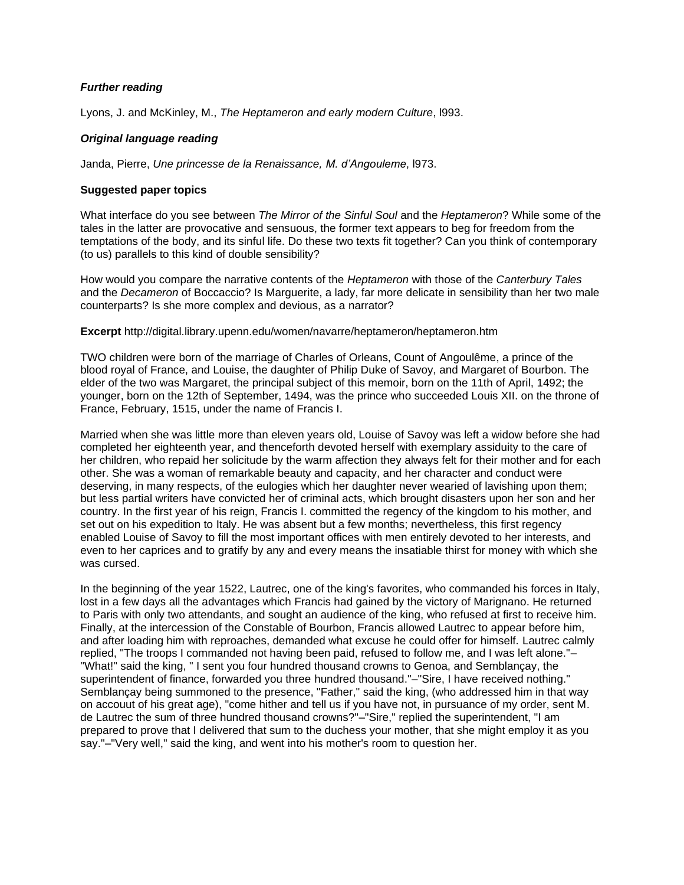***Further reading***

Lyons, J. and McKinley, M., *The Heptameron and early modern Culture*, l993.

***Original language reading***

Janda, Pierre, *Une princesse de la Renaissance, M. d'Angouleme*, l973.

**Suggested paper topics**

What interface do you see between *The Mirror of the Sinful Soul* and the *Heptameron*? While some of the tales in the latter are provocative and sensuous, the former text appears to beg for freedom from the temptations of the body, and its sinful life. Do these two texts fit together? Can you think of contemporary (to us) parallels to this kind of double sensibility?

How would you compare the narrative contents of the *Heptameron* with those of the *Canterbury Tales* and the *Decameron* of Boccaccio? Is Marguerite, a lady, far more delicate in sensibility than her two male counterparts? Is she more complex and devious, as a narrator?

**Excerpt** http://digital.library.upenn.edu/women/navarre/heptameron/heptameron.htm

TWO children were born of the marriage of Charles of Orleans, Count of Angoulême, a prince of the blood royal of France, and Louise, the daughter of Philip Duke of Savoy, and Margaret of Bourbon. The elder of the two was Margaret, the principal subject of this memoir, born on the 11th of April, 1492; the younger, born on the 12th of September, 1494, was the prince who succeeded Louis XII. on the throne of France, February, 1515, under the name of Francis I.

Married when she was little more than eleven years old, Louise of Savoy was left a widow before she had completed her eighteenth year, and thenceforth devoted herself with exemplary assiduity to the care of her children, who repaid her solicitude by the warm affection they always felt for their mother and for each other. She was a woman of remarkable beauty and capacity, and her character and conduct were deserving, in many respects, of the eulogies which her daughter never wearied of lavishing upon them; but less partial writers have convicted her of criminal acts, which brought disasters upon her son and her country. In the first year of his reign, Francis I. committed the regency of the kingdom to his mother, and set out on his expedition to Italy. He was absent but a few months; nevertheless, this first regency enabled Louise of Savoy to fill the most important offices with men entirely devoted to her interests, and even to her caprices and to gratify by any and every means the insatiable thirst for money with which she was cursed.

In the beginning of the year 1522, Lautrec, one of the king's favorites, who commanded his forces in Italy, lost in a few days all the advantages which Francis had gained by the victory of Marignano. He returned to Paris with only two attendants, and sought an audience of the king, who refused at first to receive him. Finally, at the intercession of the Constable of Bourbon, Francis allowed Lautrec to appear before him, and after loading him with reproaches, demanded what excuse he could offer for himself. Lautrec calmly replied, "The troops I commanded not having been paid, refused to follow me, and I was left alone."–"What!" said the king, " I sent you four hundred thousand crowns to Genoa, and Semblançay, the superintendent of finance, forwarded you three hundred thousand."–"Sire, I have received nothing." Semblançay being summoned to the presence, "Father," said the king, (who addressed him in that way on accouut of his great age), "come hither and tell us if you have not, in pursuance of my order, sent M. de Lautrec the sum of three hundred thousand crowns?"–"Sire," replied the superintendent, "I am prepared to prove that I delivered that sum to the duchess your mother, that she might employ it as you say."–"Very well," said the king, and went into his mother's room to question her.